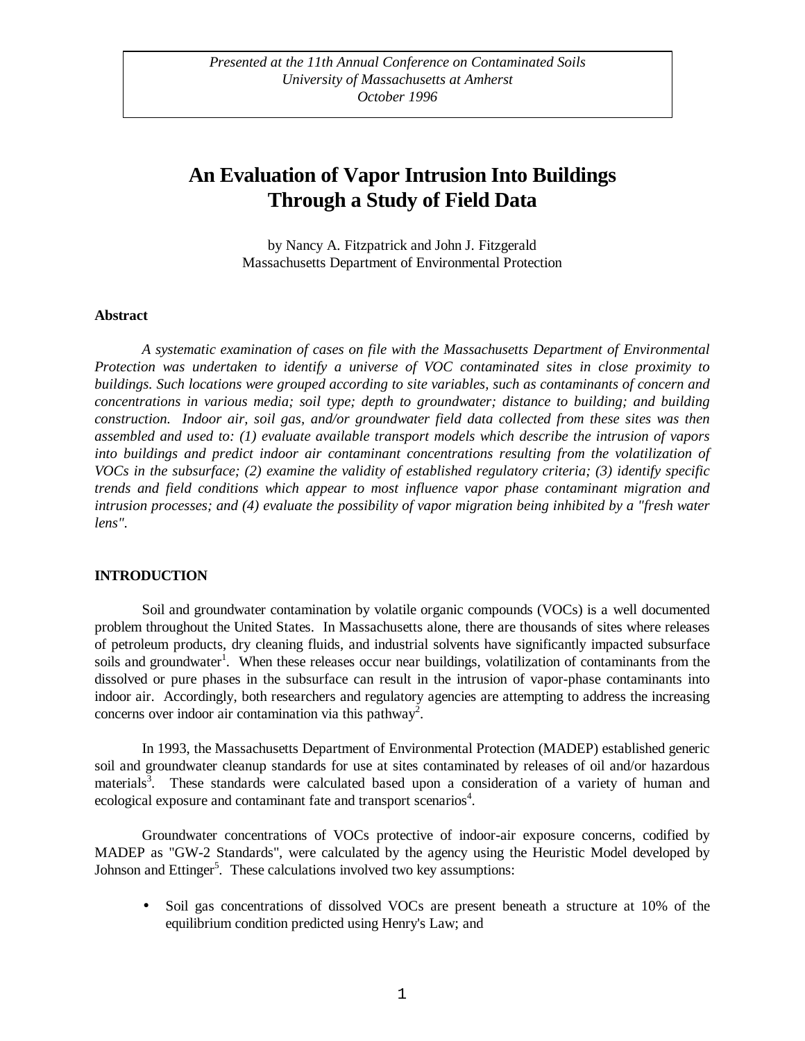*Presented at the 11th Annual Conference on Contaminated Soils*
*University of Massachusetts at Amherst*
*October 1996*

# An Evaluation of Vapor Intrusion Into Buildings Through a Study of Field Data

by Nancy A. Fitzpatrick and John J. Fitzgerald
Massachusetts Department of Environmental Protection

**Abstract**

*A systematic examination of cases on file with the Massachusetts Department of Environmental Protection was undertaken to identify a universe of VOC contaminated sites in close proximity to buildings. Such locations were grouped according to site variables, such as contaminants of concern and concentrations in various media; soil type; depth to groundwater; distance to building; and building construction. Indoor air, soil gas, and/or groundwater field data collected from these sites was then assembled and used to: (1) evaluate available transport models which describe the intrusion of vapors into buildings and predict indoor air contaminant concentrations resulting from the volatilization of VOCs in the subsurface; (2) examine the validity of established regulatory criteria; (3) identify specific trends and field conditions which appear to most influence vapor phase contaminant migration and intrusion processes; and (4) evaluate the possibility of vapor migration being inhibited by a "fresh water lens".*

## INTRODUCTION

Soil and groundwater contamination by volatile organic compounds (VOCs) is a well documented problem throughout the United States. In Massachusetts alone, there are thousands of sites where releases of petroleum products, dry cleaning fluids, and industrial solvents have significantly impacted subsurface soils and groundwater[1]. When these releases occur near buildings, volatilization of contaminants from the dissolved or pure phases in the subsurface can result in the intrusion of vapor-phase contaminants into indoor air. Accordingly, both researchers and regulatory agencies are attempting to address the increasing concerns over indoor air contamination via this pathway[2].

In 1993, the Massachusetts Department of Environmental Protection (MADEP) established generic soil and groundwater cleanup standards for use at sites contaminated by releases of oil and/or hazardous materials[3]. These standards were calculated based upon a consideration of a variety of human and ecological exposure and contaminant fate and transport scenarios[4].

Groundwater concentrations of VOCs protective of indoor-air exposure concerns, codified by MADEP as "GW-2 Standards", were calculated by the agency using the Heuristic Model developed by Johnson and Ettinger[5]. These calculations involved two key assumptions:

- Soil gas concentrations of dissolved VOCs are present beneath a structure at 10% of the equilibrium condition predicted using Henry's Law; and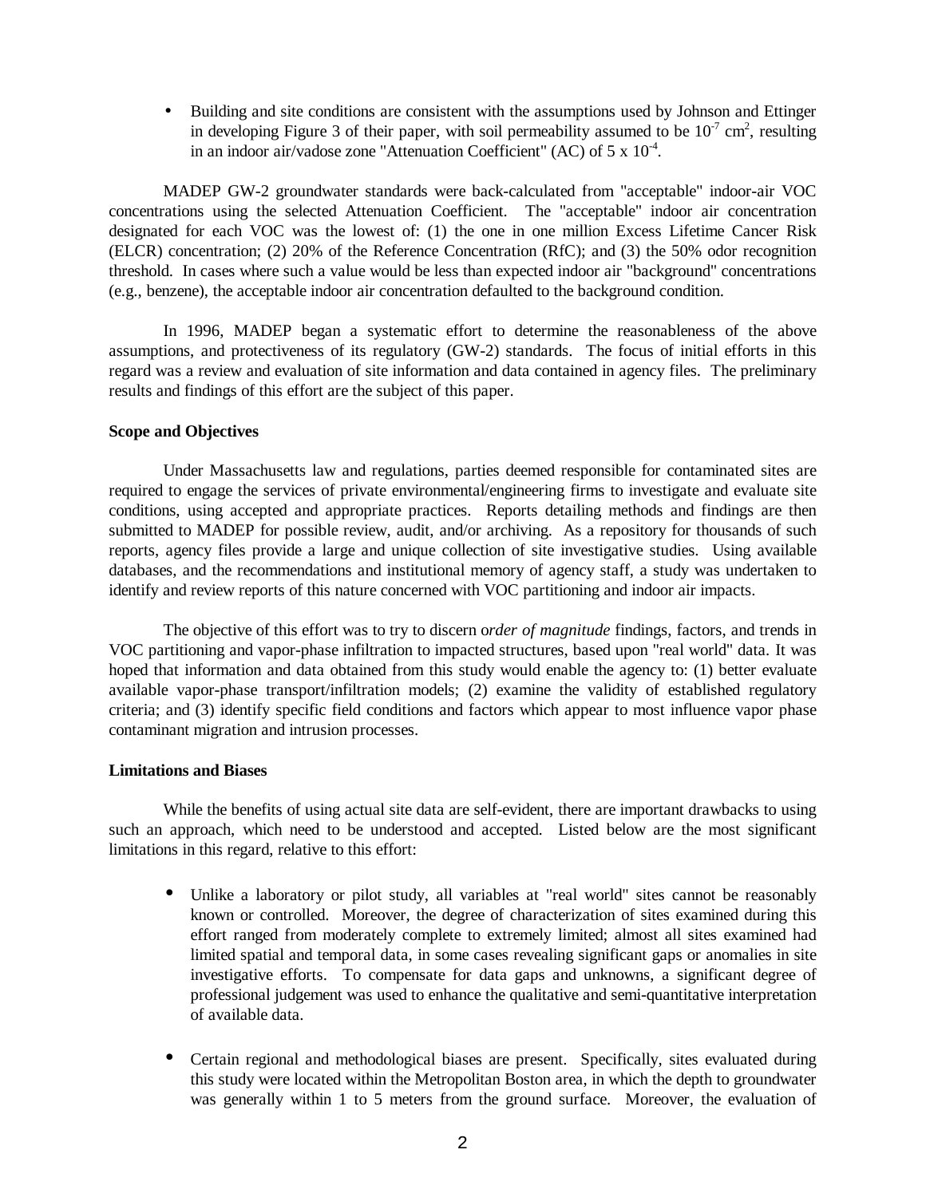- Building and site conditions are consistent with the assumptions used by Johnson and Ettinger in developing Figure 3 of their paper, with soil permeability assumed to be $10^{-7}$ $cm^2$, resulting in an indoor air/vadose zone "Attenuation Coefficient" (AC) of $5 \times 10^{-4}$.

MADEP GW-2 groundwater standards were back-calculated from "acceptable" indoor-air VOC concentrations using the selected Attenuation Coefficient. The "acceptable" indoor air concentration designated for each VOC was the lowest of: (1) the one in one million Excess Lifetime Cancer Risk (ELCR) concentration; (2) 20% of the Reference Concentration (RfC); and (3) the 50% odor recognition threshold. In cases where such a value would be less than expected indoor air "background" concentrations (e.g., benzene), the acceptable indoor air concentration defaulted to the background condition.

In 1996, MADEP began a systematic effort to determine the reasonableness of the above assumptions, and protectiveness of its regulatory (GW-2) standards. The focus of initial efforts in this regard was a review and evaluation of site information and data contained in agency files. The preliminary results and findings of this effort are the subject of this paper.

**Scope and Objectives**

Under Massachusetts law and regulations, parties deemed responsible for contaminated sites are required to engage the services of private environmental/engineering firms to investigate and evaluate site conditions, using accepted and appropriate practices. Reports detailing methods and findings are then submitted to MADEP for possible review, audit, and/or archiving. As a repository for thousands of such reports, agency files provide a large and unique collection of site investigative studies. Using available databases, and the recommendations and institutional memory of agency staff, a study was undertaken to identify and review reports of this nature concerned with VOC partitioning and indoor air impacts.

The objective of this effort was to try to discern o*rder of magnitude* findings, factors, and trends in VOC partitioning and vapor-phase infiltration to impacted structures, based upon "real world" data. It was hoped that information and data obtained from this study would enable the agency to: (1) better evaluate available vapor-phase transport/infiltration models; (2) examine the validity of established regulatory criteria; and (3) identify specific field conditions and factors which appear to most influence vapor phase contaminant migration and intrusion processes.

**Limitations and Biases**

While the benefits of using actual site data are self-evident, there are important drawbacks to using such an approach, which need to be understood and accepted. Listed below are the most significant limitations in this regard, relative to this effort:

- Unlike a laboratory or pilot study, all variables at "real world" sites cannot be reasonably known or controlled. Moreover, the degree of characterization of sites examined during this effort ranged from moderately complete to extremely limited; almost all sites examined had limited spatial and temporal data, in some cases revealing significant gaps or anomalies in site investigative efforts. To compensate for data gaps and unknowns, a significant degree of professional judgement was used to enhance the qualitative and semi-quantitative interpretation of available data.

- Certain regional and methodological biases are present. Specifically, sites evaluated during this study were located within the Metropolitan Boston area, in which the depth to groundwater was generally within 1 to 5 meters from the ground surface. Moreover, the evaluation of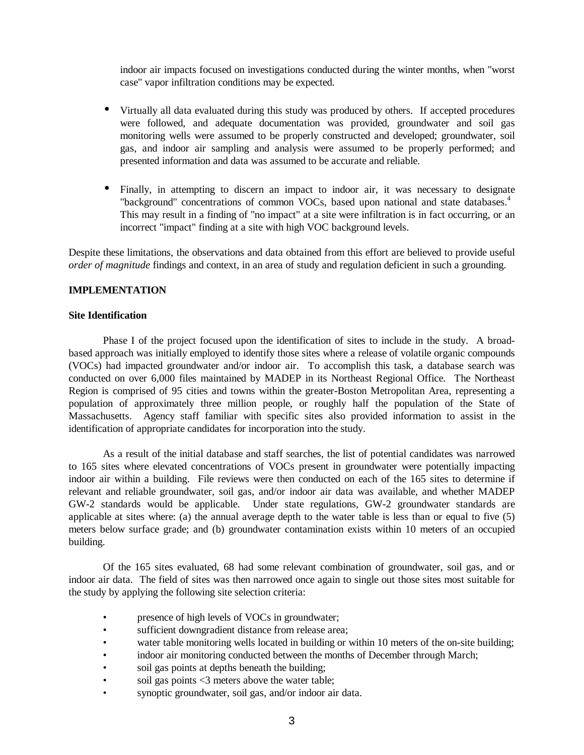indoor air impacts focused on investigations conducted during the winter months, when "worst case" vapor infiltration conditions may be expected.

- Virtually all data evaluated during this study was produced by others. If accepted procedures were followed, and adequate documentation was provided, groundwater and soil gas monitoring wells were assumed to be properly constructed and developed; groundwater, soil gas, and indoor air sampling and analysis were assumed to be properly performed; and presented information and data was assumed to be accurate and reliable.

- Finally, in attempting to discern an impact to indoor air, it was necessary to designate "background" concentrations of common VOCs, based upon national and state databases.[4] This may result in a finding of "no impact" at a site were infiltration is in fact occurring, or an incorrect "impact" finding at a site with high VOC background levels.

Despite these limitations, the observations and data obtained from this effort are believed to provide useful *order of magnitude* findings and context, in an area of study and regulation deficient in such a grounding.

**IMPLEMENTATION**

**Site Identification**

Phase I of the project focused upon the identification of sites to include in the study. A broad-based approach was initially employed to identify those sites where a release of volatile organic compounds (VOCs) had impacted groundwater and/or indoor air. To accomplish this task, a database search was conducted on over 6,000 files maintained by MADEP in its Northeast Regional Office. The Northeast Region is comprised of 95 cities and towns within the greater-Boston Metropolitan Area, representing a population of approximately three million people, or roughly half the population of the State of Massachusetts. Agency staff familiar with specific sites also provided information to assist in the identification of appropriate candidates for incorporation into the study.

As a result of the initial database and staff searches, the list of potential candidates was narrowed to 165 sites where elevated concentrations of VOCs present in groundwater were potentially impacting indoor air within a building. File reviews were then conducted on each of the 165 sites to determine if relevant and reliable groundwater, soil gas, and/or indoor air data was available, and whether MADEP GW-2 standards would be applicable. Under state regulations, GW-2 groundwater standards are applicable at sites where: (a) the annual average depth to the water table is less than or equal to five (5) meters below surface grade; and (b) groundwater contamination exists within 10 meters of an occupied building.

Of the 165 sites evaluated, 68 had some relevant combination of groundwater, soil gas, and or indoor air data. The field of sites was then narrowed once again to single out those sites most suitable for the study by applying the following site selection criteria:

- presence of high levels of VOCs in groundwater;
- sufficient downgradient distance from release area;
- water table monitoring wells located in building or within 10 meters of the on-site building;
- indoor air monitoring conducted between the months of December through March;
- soil gas points at depths beneath the building;
- soil gas points <3 meters above the water table;
- synoptic groundwater, soil gas, and/or indoor air data.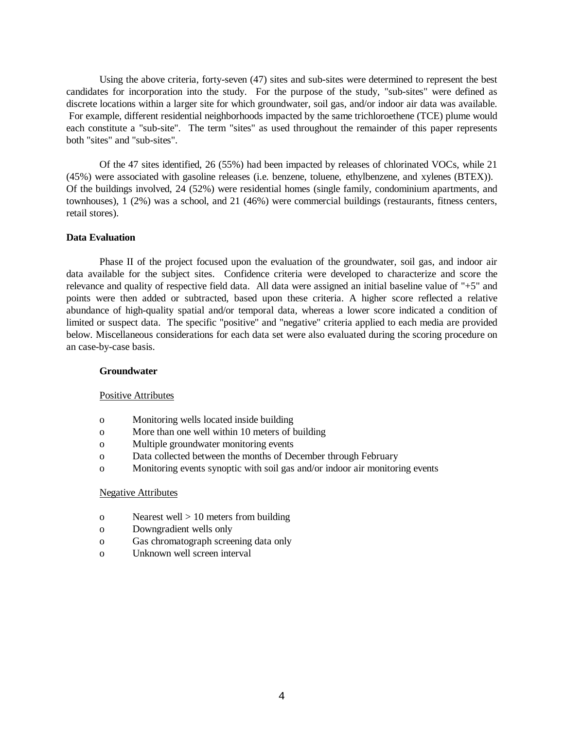Using the above criteria, forty-seven (47) sites and sub-sites were determined to represent the best candidates for incorporation into the study. For the purpose of the study, "sub-sites" were defined as discrete locations within a larger site for which groundwater, soil gas, and/or indoor air data was available. For example, different residential neighborhoods impacted by the same trichloroethene (TCE) plume would each constitute a "sub-site". The term "sites" as used throughout the remainder of this paper represents both "sites" and "sub-sites".

Of the 47 sites identified, 26 (55%) had been impacted by releases of chlorinated VOCs, while 21 (45%) were associated with gasoline releases (i.e. benzene, toluene, ethylbenzene, and xylenes (BTEX)). Of the buildings involved, 24 (52%) were residential homes (single family, condominium apartments, and townhouses), 1 (2%) was a school, and 21 (46%) were commercial buildings (restaurants, fitness centers, retail stores).

**Data Evaluation**

Phase II of the project focused upon the evaluation of the groundwater, soil gas, and indoor air data available for the subject sites. Confidence criteria were developed to characterize and score the relevance and quality of respective field data. All data were assigned an initial baseline value of "+5" and points were then added or subtracted, based upon these criteria. A higher score reflected a relative abundance of high-quality spatial and/or temporal data, whereas a lower score indicated a condition of limited or suspect data. The specific "positive" and "negative" criteria applied to each media are provided below. Miscellaneous considerations for each data set were also evaluated during the scoring procedure on an case-by-case basis.

**Groundwater**

Positive Attributes

- Monitoring wells located inside building
- More than one well within 10 meters of building
- Multiple groundwater monitoring events
- Data collected between the months of December through February
- Monitoring events synoptic with soil gas and/or indoor air monitoring events

Negative Attributes

- Nearest well > 10 meters from building
- Downgradient wells only
- Gas chromatograph screening data only
- Unknown well screen interval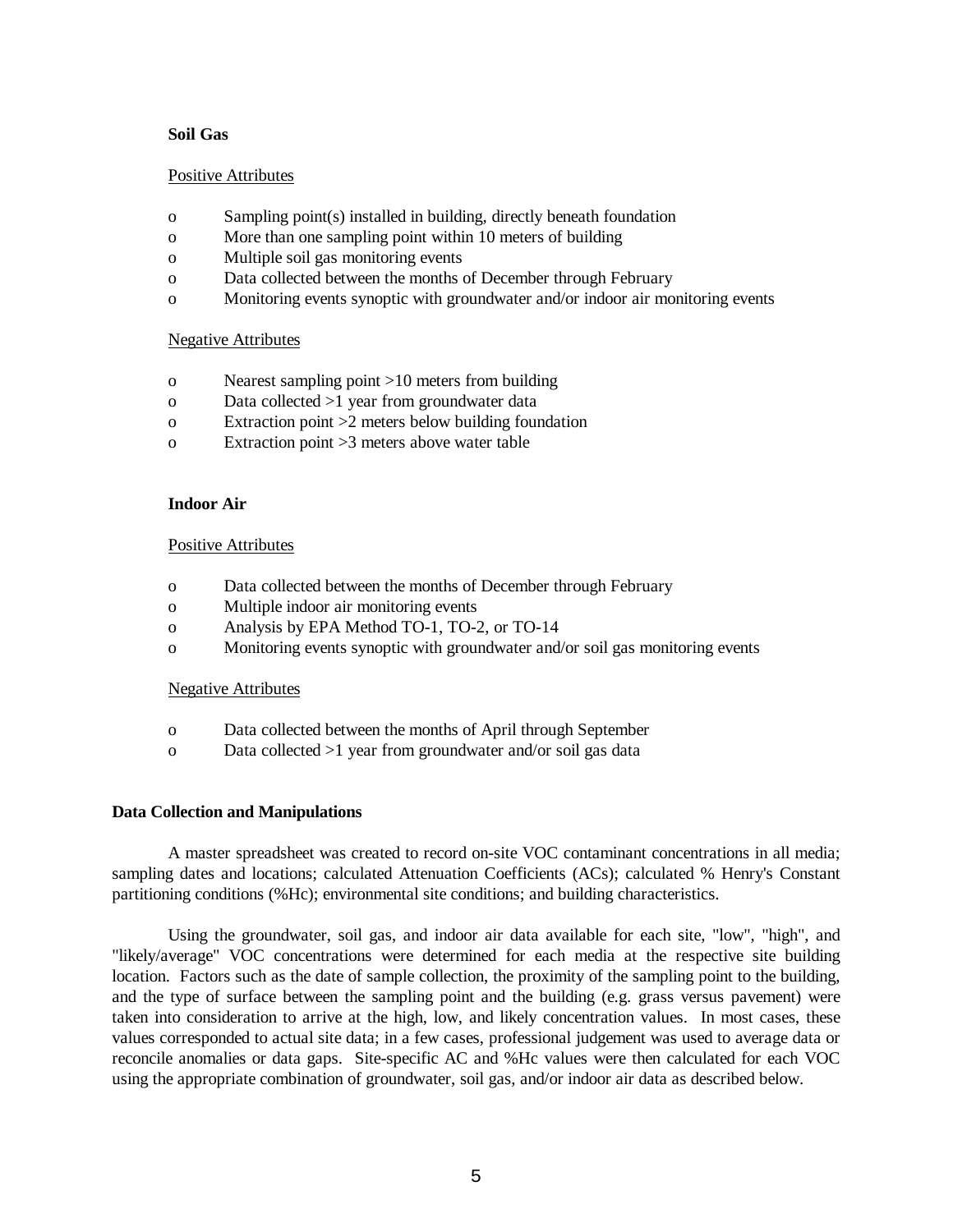**Soil Gas**

Positive Attributes

- Sampling point(s) installed in building, directly beneath foundation
- More than one sampling point within 10 meters of building
- Multiple soil gas monitoring events
- Data collected between the months of December through February
- Monitoring events synoptic with groundwater and/or indoor air monitoring events

Negative Attributes

- Nearest sampling point >10 meters from building
- Data collected >1 year from groundwater data
- Extraction point >2 meters below building foundation
- Extraction point >3 meters above water table

**Indoor Air**

Positive Attributes

- Data collected between the months of December through February
- Multiple indoor air monitoring events
- Analysis by EPA Method TO-1, TO-2, or TO-14
- Monitoring events synoptic with groundwater and/or soil gas monitoring events

Negative Attributes

- Data collected between the months of April through September
- Data collected >1 year from groundwater and/or soil gas data

**Data Collection and Manipulations**

A master spreadsheet was created to record on-site VOC contaminant concentrations in all media; sampling dates and locations; calculated Attenuation Coefficients (ACs); calculated % Henry's Constant partitioning conditions (%Hc); environmental site conditions; and building characteristics.

Using the groundwater, soil gas, and indoor air data available for each site, "low", "high", and "likely/average" VOC concentrations were determined for each media at the respective site building location. Factors such as the date of sample collection, the proximity of the sampling point to the building, and the type of surface between the sampling point and the building (e.g. grass versus pavement) were taken into consideration to arrive at the high, low, and likely concentration values. In most cases, these values corresponded to actual site data; in a few cases, professional judgement was used to average data or reconcile anomalies or data gaps. Site-specific AC and %Hc values were then calculated for each VOC using the appropriate combination of groundwater, soil gas, and/or indoor air data as described below.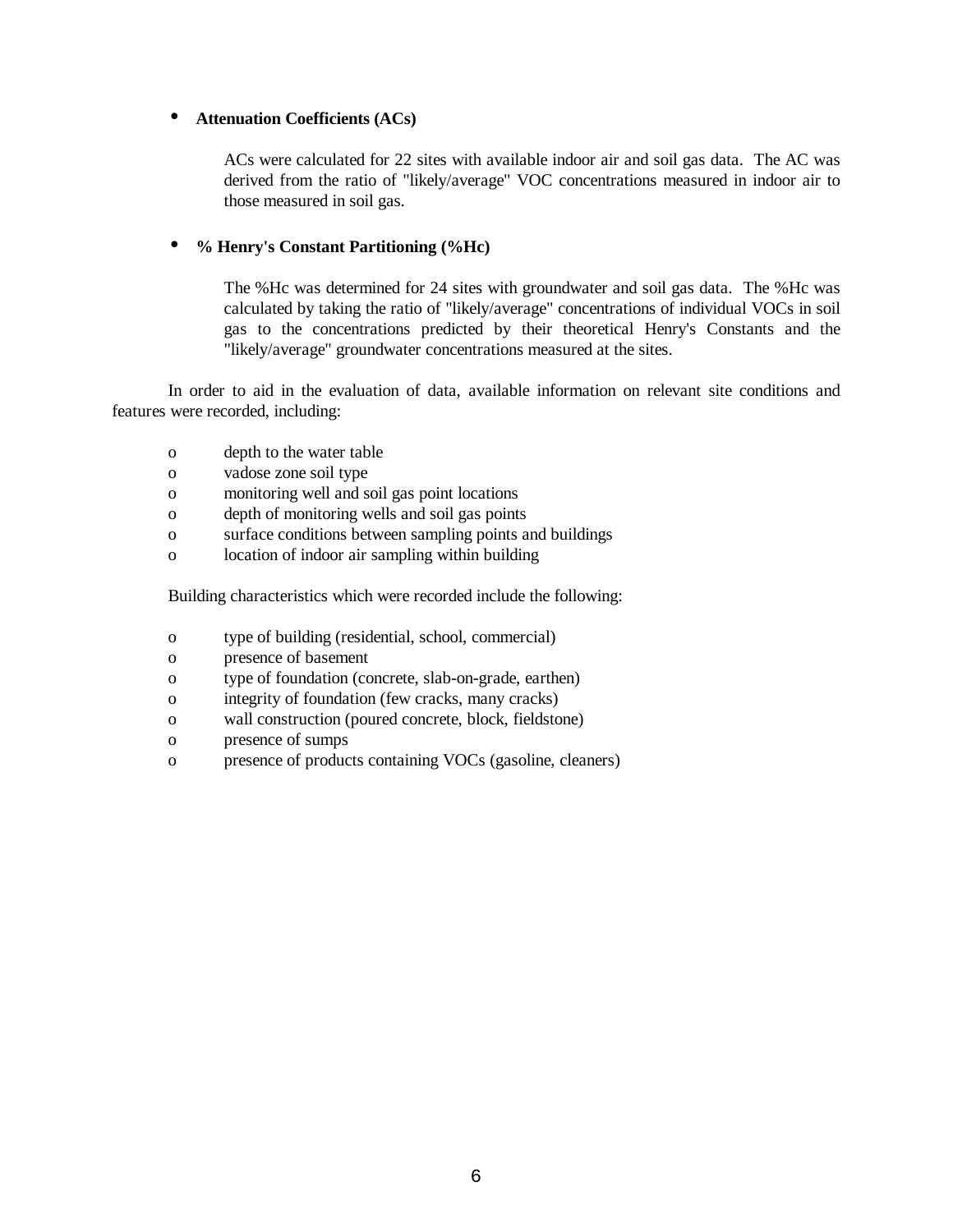- **Attenuation Coefficients (ACs)**

  ACs were calculated for 22 sites with available indoor air and soil gas data. The AC was derived from the ratio of "likely/average" VOC concentrations measured in indoor air to those measured in soil gas.

- **% Henry's Constant Partitioning (%Hc)**

  The %Hc was determined for 24 sites with groundwater and soil gas data. The %Hc was calculated by taking the ratio of "likely/average" concentrations of individual VOCs in soil gas to the concentrations predicted by their theoretical Henry's Constants and the "likely/average" groundwater concentrations measured at the sites.

In order to aid in the evaluation of data, available information on relevant site conditions and features were recorded, including:

- depth to the water table
- vadose zone soil type
- monitoring well and soil gas point locations
- depth of monitoring wells and soil gas points
- surface conditions between sampling points and buildings
- location of indoor air sampling within building

Building characteristics which were recorded include the following:

- type of building (residential, school, commercial)
- presence of basement
- type of foundation (concrete, slab-on-grade, earthen)
- integrity of foundation (few cracks, many cracks)
- wall construction (poured concrete, block, fieldstone)
- presence of sumps
- presence of products containing VOCs (gasoline, cleaners)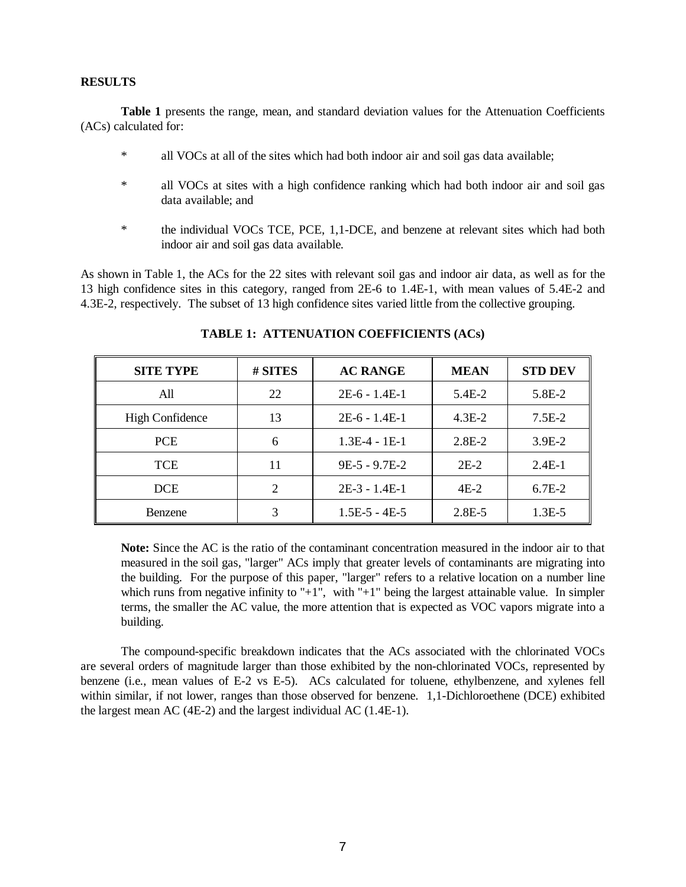**RESULTS**

**Table 1** presents the range, mean, and standard deviation values for the Attenuation Coefficients (ACs) calculated for:

* all VOCs at all of the sites which had both indoor air and soil gas data available;
* all VOCs at sites with a high confidence ranking which had both indoor air and soil gas data available; and
* the individual VOCs TCE, PCE, 1,1-DCE, and benzene at relevant sites which had both indoor air and soil gas data available.

As shown in Table 1, the ACs for the 22 sites with relevant soil gas and indoor air data, as well as for the 13 high confidence sites in this category, ranged from 2E-6 to 1.4E-1, with mean values of 5.4E-2 and 4.3E-2, respectively. The subset of 13 high confidence sites varied little from the collective grouping.

**TABLE 1: ATTENUATION COEFFICIENTS (ACs)**

| SITE TYPE | # SITES | AC RANGE | MEAN | STD DEV |
|---|---|---|---|---|
| All | 22 | 2E-6 - 1.4E-1 | 5.4E-2 | 5.8E-2 |
| High Confidence | 13 | 2E-6 - 1.4E-1 | 4.3E-2 | 7.5E-2 |
| PCE | 6 | 1.3E-4 - 1E-1 | 2.8E-2 | 3.9E-2 |
| TCE | 11 | 9E-5 - 9.7E-2 | 2E-2 | 2.4E-1 |
| DCE | 2 | 2E-3 - 1.4E-1 | 4E-2 | 6.7E-2 |
| Benzene | 3 | 1.5E-5 - 4E-5 | 2.8E-5 | 1.3E-5 |

**Note:** Since the AC is the ratio of the contaminant concentration measured in the indoor air to that measured in the soil gas, "larger" ACs imply that greater levels of contaminants are migrating into the building. For the purpose of this paper, "larger" refers to a relative location on a number line which runs from negative infinity to "+1", with "+1" being the largest attainable value. In simpler terms, the smaller the AC value, the more attention that is expected as VOC vapors migrate into a building.

The compound-specific breakdown indicates that the ACs associated with the chlorinated VOCs are several orders of magnitude larger than those exhibited by the non-chlorinated VOCs, represented by benzene (i.e., mean values of E-2 vs E-5). ACs calculated for toluene, ethylbenzene, and xylenes fell within similar, if not lower, ranges than those observed for benzene. 1,1-Dichloroethene (DCE) exhibited the largest mean AC (4E-2) and the largest individual AC (1.4E-1).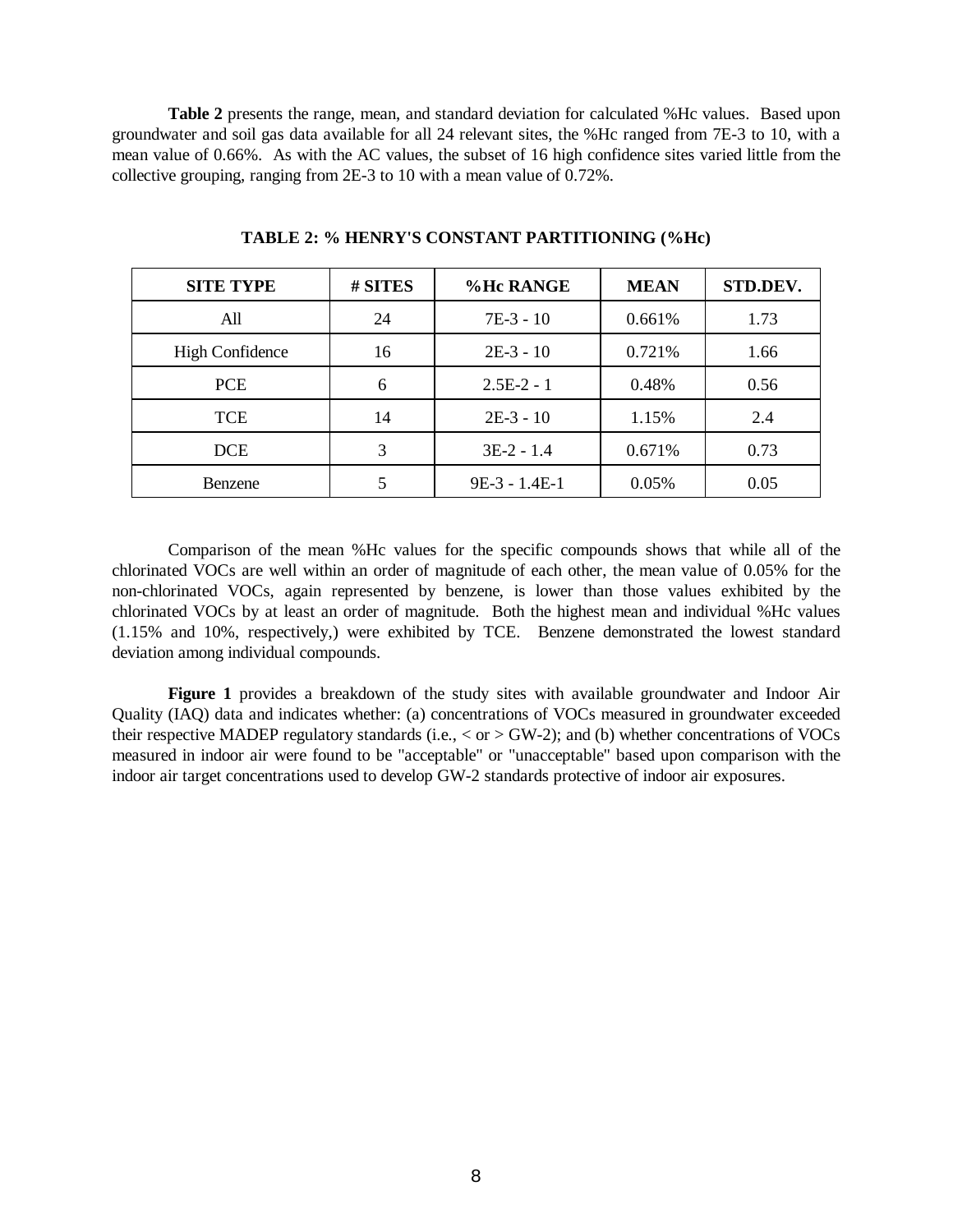**Table 2** presents the range, mean, and standard deviation for calculated %Hc values. Based upon groundwater and soil gas data available for all 24 relevant sites, the %Hc ranged from 7E-3 to 10, with a mean value of 0.66%. As with the AC values, the subset of 16 high confidence sites varied little from the collective grouping, ranging from 2E-3 to 10 with a mean value of 0.72%.

**TABLE 2: % HENRY'S CONSTANT PARTITIONING (%Hc)**

| SITE TYPE | # SITES | %Hc RANGE | MEAN | STD.DEV. |
|---|---|---|---|---|
| All | 24 | 7E-3 - 10 | 0.661% | 1.73 |
| High Confidence | 16 | 2E-3 - 10 | 0.721% | 1.66 |
| PCE | 6 | 2.5E-2 - 1 | 0.48% | 0.56 |
| TCE | 14 | 2E-3 - 10 | 1.15% | 2.4 |
| DCE | 3 | 3E-2 - 1.4 | 0.671% | 0.73 |
| Benzene | 5 | 9E-3 - 1.4E-1 | 0.05% | 0.05 |

Comparison of the mean %Hc values for the specific compounds shows that while all of the chlorinated VOCs are well within an order of magnitude of each other, the mean value of 0.05% for the non-chlorinated VOCs, again represented by benzene, is lower than those values exhibited by the chlorinated VOCs by at least an order of magnitude. Both the highest mean and individual %Hc values (1.15% and 10%, respectively,) were exhibited by TCE. Benzene demonstrated the lowest standard deviation among individual compounds.

**Figure 1** provides a breakdown of the study sites with available groundwater and Indoor Air Quality (IAQ) data and indicates whether: (a) concentrations of VOCs measured in groundwater exceeded their respective MADEP regulatory standards (i.e., < or > GW-2); and (b) whether concentrations of VOCs measured in indoor air were found to be "acceptable" or "unacceptable" based upon comparison with the indoor air target concentrations used to develop GW-2 standards protective of indoor air exposures.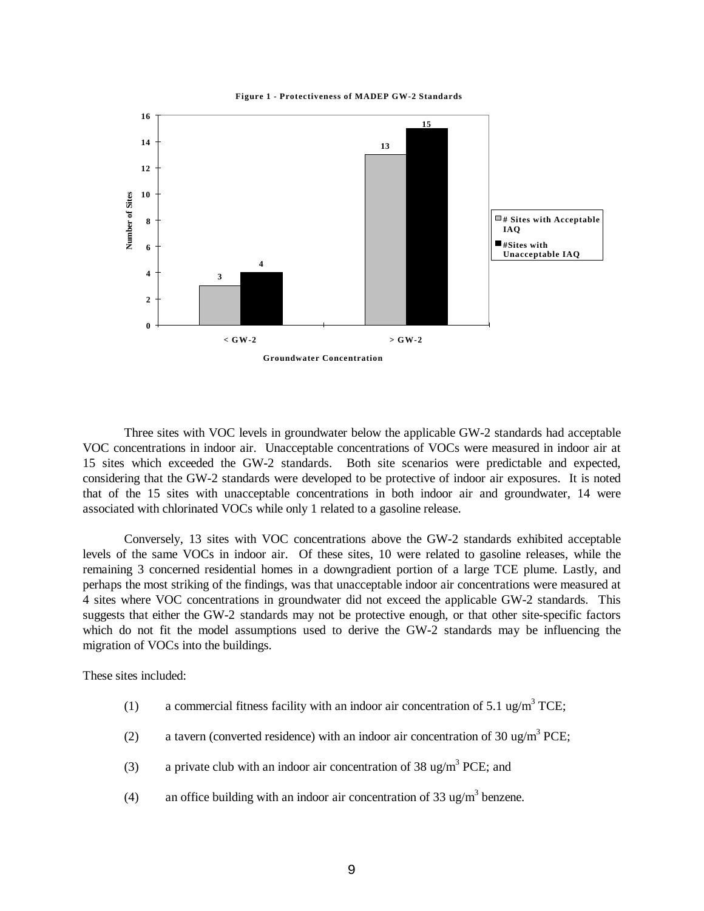**Figure 1 - Protectiveness of MADEP GW-2 Standards**

| Groundwater Concentration | # Sites with Acceptable IAQ | #Sites with Unacceptable IAQ |
|---|---|---|
| < GW-2 | 3 | 4 |
| > GW-2 | 13 | 15 |

Three sites with VOC levels in groundwater below the applicable GW-2 standards had acceptable VOC concentrations in indoor air. Unacceptable concentrations of VOCs were measured in indoor air at 15 sites which exceeded the GW-2 standards. Both site scenarios were predictable and expected, considering that the GW-2 standards were developed to be protective of indoor air exposures. It is noted that of the 15 sites with unacceptable concentrations in both indoor air and groundwater, 14 were associated with chlorinated VOCs while only 1 related to a gasoline release.

Conversely, 13 sites with VOC concentrations above the GW-2 standards exhibited acceptable levels of the same VOCs in indoor air. Of these sites, 10 were related to gasoline releases, while the remaining 3 concerned residential homes in a downgradient portion of a large TCE plume. Lastly, and perhaps the most striking of the findings, was that unacceptable indoor air concentrations were measured at 4 sites where VOC concentrations in groundwater did not exceed the applicable GW-2 standards. This suggests that either the GW-2 standards may not be protective enough, or that other site-specific factors which do not fit the model assumptions used to derive the GW-2 standards may be influencing the migration of VOCs into the buildings.

These sites included:

(1) a commercial fitness facility with an indoor air concentration of 5.1 ug/m$^3$ TCE;

(2) a tavern (converted residence) with an indoor air concentration of 30 ug/m$^3$ PCE;

(3) a private club with an indoor air concentration of 38 ug/m$^3$ PCE; and

(4) an office building with an indoor air concentration of 33 ug/m$^3$ benzene.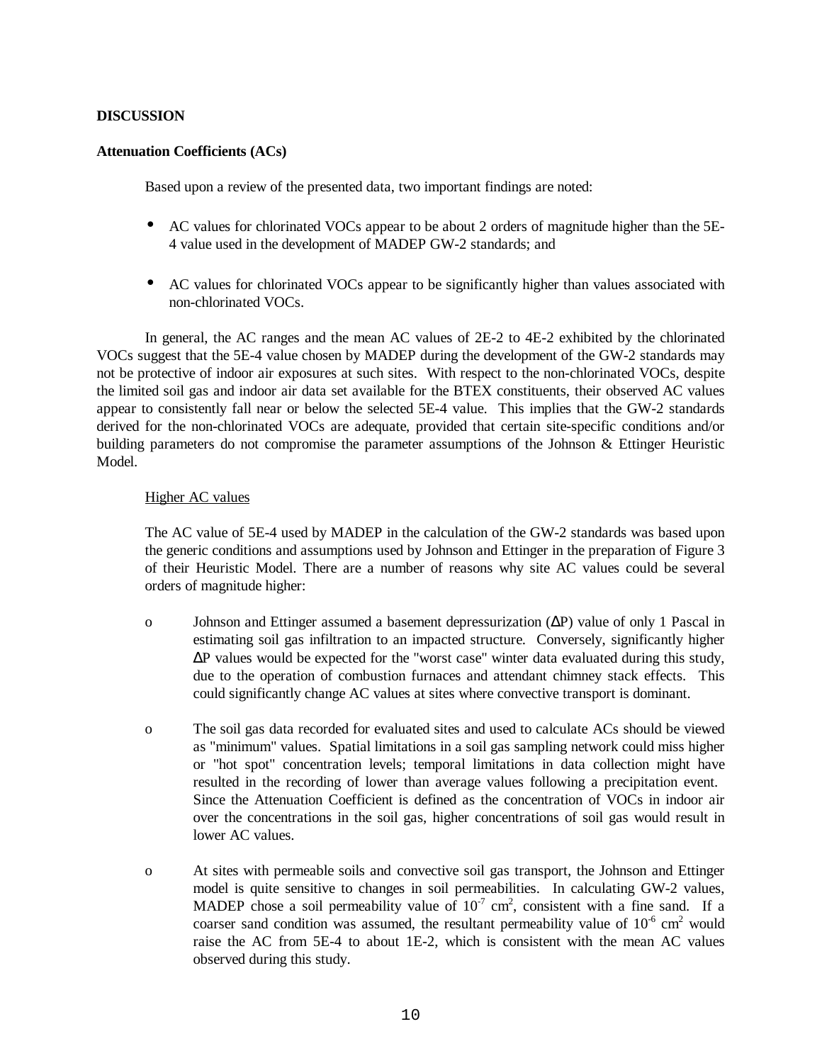**DISCUSSION**

**Attenuation Coefficients (ACs)**

Based upon a review of the presented data, two important findings are noted:

- AC values for chlorinated VOCs appear to be about 2 orders of magnitude higher than the 5E-4 value used in the development of MADEP GW-2 standards; and

- AC values for chlorinated VOCs appear to be significantly higher than values associated with non-chlorinated VOCs.

In general, the AC ranges and the mean AC values of 2E-2 to 4E-2 exhibited by the chlorinated VOCs suggest that the 5E-4 value chosen by MADEP during the development of the GW-2 standards may not be protective of indoor air exposures at such sites. With respect to the non-chlorinated VOCs, despite the limited soil gas and indoor air data set available for the BTEX constituents, their observed AC values appear to consistently fall near or below the selected 5E-4 value. This implies that the GW-2 standards derived for the non-chlorinated VOCs are adequate, provided that certain site-specific conditions and/or building parameters do not compromise the parameter assumptions of the Johnson & Ettinger Heuristic Model.

<u>Higher AC values</u>

The AC value of 5E-4 used by MADEP in the calculation of the GW-2 standards was based upon the generic conditions and assumptions used by Johnson and Ettinger in the preparation of Figure 3 of their Heuristic Model. There are a number of reasons why site AC values could be several orders of magnitude higher:

- Johnson and Ettinger assumed a basement depressurization ($\Delta P$) value of only 1 Pascal in estimating soil gas infiltration to an impacted structure. Conversely, significantly higher $\Delta P$ values would be expected for the "worst case" winter data evaluated during this study, due to the operation of combustion furnaces and attendant chimney stack effects. This could significantly change AC values at sites where convective transport is dominant.

- The soil gas data recorded for evaluated sites and used to calculate ACs should be viewed as "minimum" values. Spatial limitations in a soil gas sampling network could miss higher or "hot spot" concentration levels; temporal limitations in data collection might have resulted in the recording of lower than average values following a precipitation event. Since the Attenuation Coefficient is defined as the concentration of VOCs in indoor air over the concentrations in the soil gas, higher concentrations of soil gas would result in lower AC values.

- At sites with permeable soils and convective soil gas transport, the Johnson and Ettinger model is quite sensitive to changes in soil permeabilities. In calculating GW-2 values, MADEP chose a soil permeability value of $10^{-7}$ $cm^2$, consistent with a fine sand. If a coarser sand condition was assumed, the resultant permeability value of $10^{-6}$ $cm^2$ would raise the AC from 5E-4 to about 1E-2, which is consistent with the mean AC values observed during this study.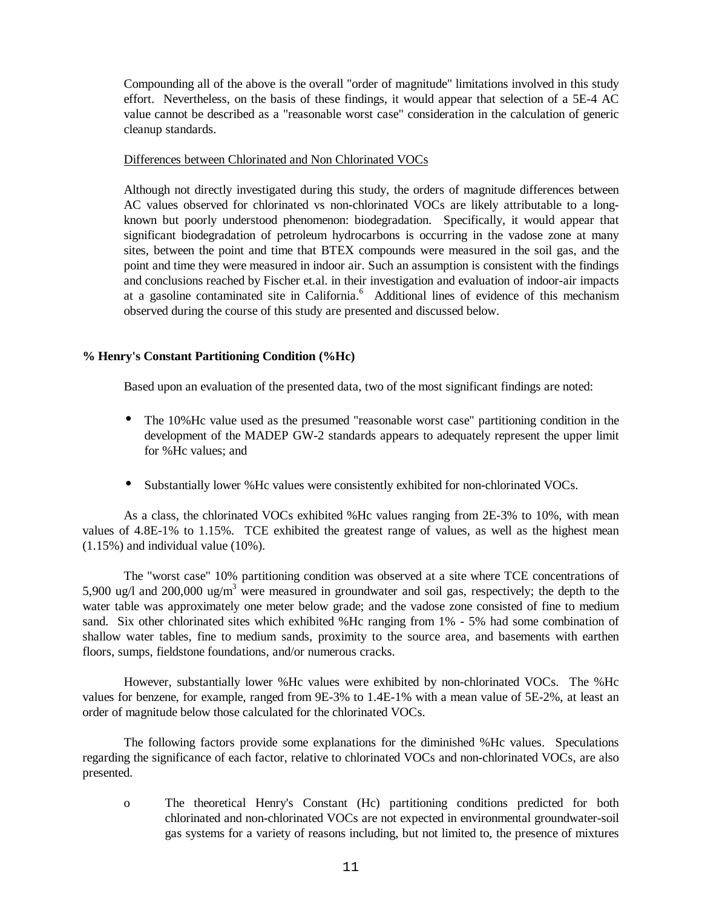Compounding all of the above is the overall "order of magnitude" limitations involved in this study effort. Nevertheless, on the basis of these findings, it would appear that selection of a 5E-4 AC value cannot be described as a "reasonable worst case" consideration in the calculation of generic cleanup standards.

Differences between Chlorinated and Non Chlorinated VOCs

Although not directly investigated during this study, the orders of magnitude differences between AC values observed for chlorinated vs non-chlorinated VOCs are likely attributable to a long-known but poorly understood phenomenon: biodegradation. Specifically, it would appear that significant biodegradation of petroleum hydrocarbons is occurring in the vadose zone at many sites, between the point and time that BTEX compounds were measured in the soil gas, and the point and time they were measured in indoor air. Such an assumption is consistent with the findings and conclusions reached by Fischer et.al. in their investigation and evaluation of indoor-air impacts at a gasoline contaminated site in California.[6] Additional lines of evidence of this mechanism observed during the course of this study are presented and discussed below.

**% Henry's Constant Partitioning Condition (%Hc)**

Based upon an evaluation of the presented data, two of the most significant findings are noted:

- The 10%Hc value used as the presumed "reasonable worst case" partitioning condition in the development of the MADEP GW-2 standards appears to adequately represent the upper limit for %Hc values; and
- Substantially lower %Hc values were consistently exhibited for non-chlorinated VOCs.

As a class, the chlorinated VOCs exhibited %Hc values ranging from 2E-3% to 10%, with mean values of 4.8E-1% to 1.15%. TCE exhibited the greatest range of values, as well as the highest mean (1.15%) and individual value (10%).

The "worst case" 10% partitioning condition was observed at a site where TCE concentrations of 5,900 ug/l and 200,000 ug/m$^3$ were measured in groundwater and soil gas, respectively; the depth to the water table was approximately one meter below grade; and the vadose zone consisted of fine to medium sand. Six other chlorinated sites which exhibited %Hc ranging from 1% - 5% had some combination of shallow water tables, fine to medium sands, proximity to the source area, and basements with earthen floors, sumps, fieldstone foundations, and/or numerous cracks.

However, substantially lower %Hc values were exhibited by non-chlorinated VOCs. The %Hc values for benzene, for example, ranged from 9E-3% to 1.4E-1% with a mean value of 5E-2%, at least an order of magnitude below those calculated for the chlorinated VOCs.

The following factors provide some explanations for the diminished %Hc values. Speculations regarding the significance of each factor, relative to chlorinated VOCs and non-chlorinated VOCs, are also presented.

- The theoretical Henry's Constant (Hc) partitioning conditions predicted for both chlorinated and non-chlorinated VOCs are not expected in environmental groundwater-soil gas systems for a variety of reasons including, but not limited to, the presence of mixtures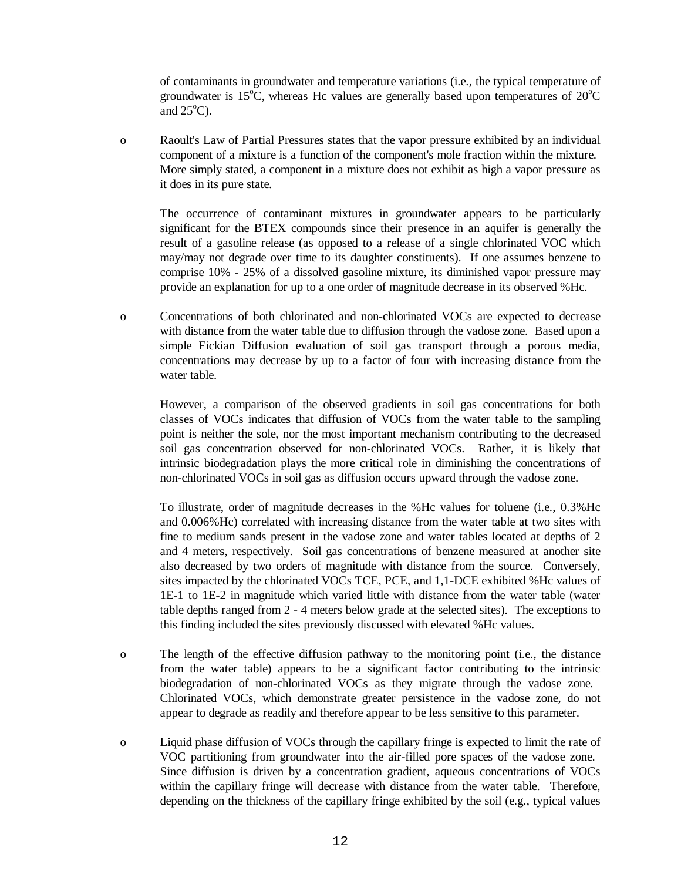of contaminants in groundwater and temperature variations (i.e., the typical temperature of groundwater is 15$^{o}$C, whereas Hc values are generally based upon temperatures of 20$^{o}$C and 25$^{o}$C).

- Raoult's Law of Partial Pressures states that the vapor pressure exhibited by an individual component of a mixture is a function of the component's mole fraction within the mixture. More simply stated, a component in a mixture does not exhibit as high a vapor pressure as it does in its pure state.

  The occurrence of contaminant mixtures in groundwater appears to be particularly significant for the BTEX compounds since their presence in an aquifer is generally the result of a gasoline release (as opposed to a release of a single chlorinated VOC which may/may not degrade over time to its daughter constituents). If one assumes benzene to comprise 10% - 25% of a dissolved gasoline mixture, its diminished vapor pressure may provide an explanation for up to a one order of magnitude decrease in its observed %Hc.

- Concentrations of both chlorinated and non-chlorinated VOCs are expected to decrease with distance from the water table due to diffusion through the vadose zone. Based upon a simple Fickian Diffusion evaluation of soil gas transport through a porous media, concentrations may decrease by up to a factor of four with increasing distance from the water table.

  However, a comparison of the observed gradients in soil gas concentrations for both classes of VOCs indicates that diffusion of VOCs from the water table to the sampling point is neither the sole, nor the most important mechanism contributing to the decreased soil gas concentration observed for non-chlorinated VOCs. Rather, it is likely that intrinsic biodegradation plays the more critical role in diminishing the concentrations of non-chlorinated VOCs in soil gas as diffusion occurs upward through the vadose zone.

  To illustrate, order of magnitude decreases in the %Hc values for toluene (i.e., 0.3%Hc and 0.006%Hc) correlated with increasing distance from the water table at two sites with fine to medium sands present in the vadose zone and water tables located at depths of 2 and 4 meters, respectively. Soil gas concentrations of benzene measured at another site also decreased by two orders of magnitude with distance from the source. Conversely, sites impacted by the chlorinated VOCs TCE, PCE, and 1,1-DCE exhibited %Hc values of 1E-1 to 1E-2 in magnitude which varied little with distance from the water table (water table depths ranged from 2 - 4 meters below grade at the selected sites). The exceptions to this finding included the sites previously discussed with elevated %Hc values.

- The length of the effective diffusion pathway to the monitoring point (i.e., the distance from the water table) appears to be a significant factor contributing to the intrinsic biodegradation of non-chlorinated VOCs as they migrate through the vadose zone. Chlorinated VOCs, which demonstrate greater persistence in the vadose zone, do not appear to degrade as readily and therefore appear to be less sensitive to this parameter.

- Liquid phase diffusion of VOCs through the capillary fringe is expected to limit the rate of VOC partitioning from groundwater into the air-filled pore spaces of the vadose zone. Since diffusion is driven by a concentration gradient, aqueous concentrations of VOCs within the capillary fringe will decrease with distance from the water table. Therefore, depending on the thickness of the capillary fringe exhibited by the soil (e.g., typical values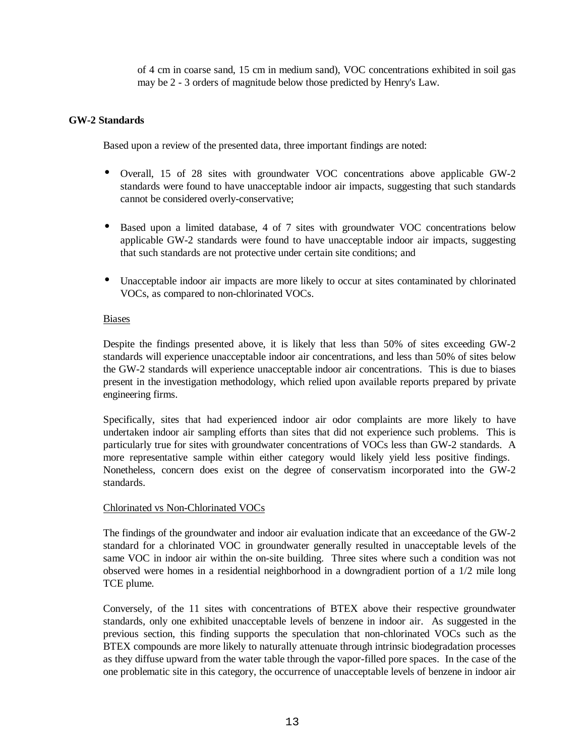of 4 cm in coarse sand, 15 cm in medium sand), VOC concentrations exhibited in soil gas may be 2 - 3 orders of magnitude below those predicted by Henry's Law.

**GW-2 Standards**

Based upon a review of the presented data, three important findings are noted:

- Overall, 15 of 28 sites with groundwater VOC concentrations above applicable GW-2 standards were found to have unacceptable indoor air impacts, suggesting that such standards cannot be considered overly-conservative;
- Based upon a limited database, 4 of 7 sites with groundwater VOC concentrations below applicable GW-2 standards were found to have unacceptable indoor air impacts, suggesting that such standards are not protective under certain site conditions; and
- Unacceptable indoor air impacts are more likely to occur at sites contaminated by chlorinated VOCs, as compared to non-chlorinated VOCs.

<u>Biases</u>

Despite the findings presented above, it is likely that less than 50% of sites exceeding GW-2 standards will experience unacceptable indoor air concentrations, and less than 50% of sites below the GW-2 standards will experience unacceptable indoor air concentrations. This is due to biases present in the investigation methodology, which relied upon available reports prepared by private engineering firms.

Specifically, sites that had experienced indoor air odor complaints are more likely to have undertaken indoor air sampling efforts than sites that did not experience such problems. This is particularly true for sites with groundwater concentrations of VOCs less than GW-2 standards. A more representative sample within either category would likely yield less positive findings. Nonetheless, concern does exist on the degree of conservatism incorporated into the GW-2 standards.

<u>Chlorinated vs Non-Chlorinated VOCs</u>

The findings of the groundwater and indoor air evaluation indicate that an exceedance of the GW-2 standard for a chlorinated VOC in groundwater generally resulted in unacceptable levels of the same VOC in indoor air within the on-site building. Three sites where such a condition was not observed were homes in a residential neighborhood in a downgradient portion of a 1/2 mile long TCE plume.

Conversely, of the 11 sites with concentrations of BTEX above their respective groundwater standards, only one exhibited unacceptable levels of benzene in indoor air. As suggested in the previous section, this finding supports the speculation that non-chlorinated VOCs such as the BTEX compounds are more likely to naturally attenuate through intrinsic biodegradation processes as they diffuse upward from the water table through the vapor-filled pore spaces. In the case of the one problematic site in this category, the occurrence of unacceptable levels of benzene in indoor air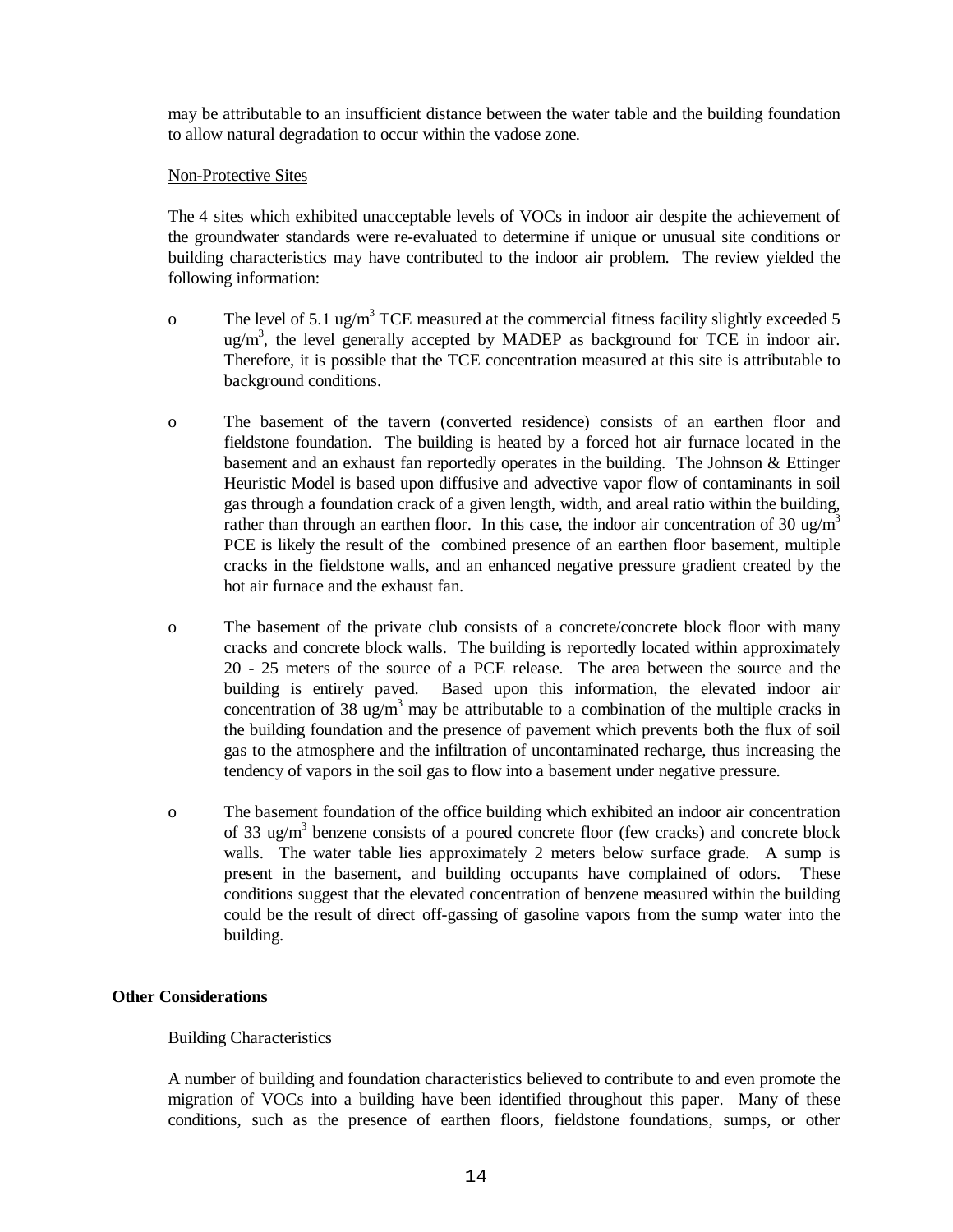may be attributable to an insufficient distance between the water table and the building foundation to allow natural degradation to occur within the vadose zone.

Non-Protective Sites

The 4 sites which exhibited unacceptable levels of VOCs in indoor air despite the achievement of the groundwater standards were re-evaluated to determine if unique or unusual site conditions or building characteristics may have contributed to the indoor air problem. The review yielded the following information:

- The level of 5.1 ug/$m^3$ TCE measured at the commercial fitness facility slightly exceeded 5 ug/$m^3$, the level generally accepted by MADEP as background for TCE in indoor air. Therefore, it is possible that the TCE concentration measured at this site is attributable to background conditions.

- The basement of the tavern (converted residence) consists of an earthen floor and fieldstone foundation. The building is heated by a forced hot air furnace located in the basement and an exhaust fan reportedly operates in the building. The Johnson & Ettinger Heuristic Model is based upon diffusive and advective vapor flow of contaminants in soil gas through a foundation crack of a given length, width, and areal ratio within the building, rather than through an earthen floor. In this case, the indoor air concentration of 30 ug/$m^3$ PCE is likely the result of the combined presence of an earthen floor basement, multiple cracks in the fieldstone walls, and an enhanced negative pressure gradient created by the hot air furnace and the exhaust fan.

- The basement of the private club consists of a concrete/concrete block floor with many cracks and concrete block walls. The building is reportedly located within approximately 20 - 25 meters of the source of a PCE release. The area between the source and the building is entirely paved. Based upon this information, the elevated indoor air concentration of 38 ug/$m^3$ may be attributable to a combination of the multiple cracks in the building foundation and the presence of pavement which prevents both the flux of soil gas to the atmosphere and the infiltration of uncontaminated recharge, thus increasing the tendency of vapors in the soil gas to flow into a basement under negative pressure.

- The basement foundation of the office building which exhibited an indoor air concentration of 33 ug/$m^3$ benzene consists of a poured concrete floor (few cracks) and concrete block walls. The water table lies approximately 2 meters below surface grade. A sump is present in the basement, and building occupants have complained of odors. These conditions suggest that the elevated concentration of benzene measured within the building could be the result of direct off-gassing of gasoline vapors from the sump water into the building.

**Other Considerations**

Building Characteristics

A number of building and foundation characteristics believed to contribute to and even promote the migration of VOCs into a building have been identified throughout this paper. Many of these conditions, such as the presence of earthen floors, fieldstone foundations, sumps, or other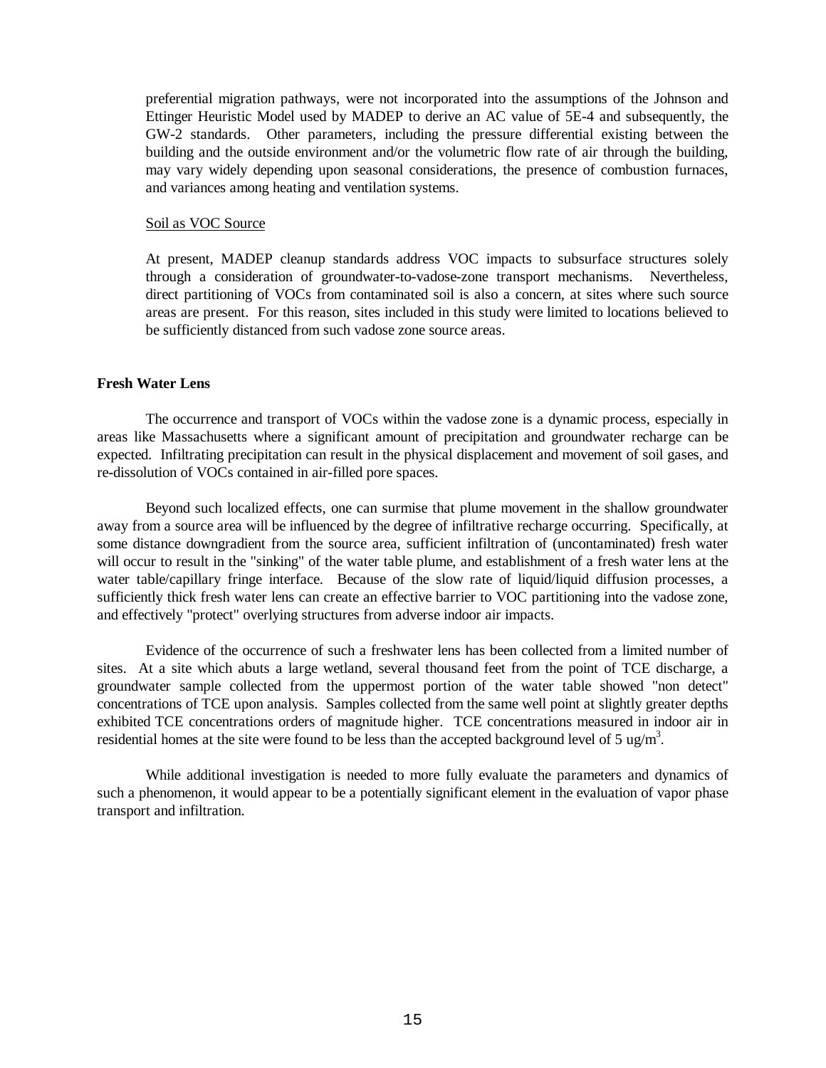preferential migration pathways, were not incorporated into the assumptions of the Johnson and Ettinger Heuristic Model used by MADEP to derive an AC value of 5E-4 and subsequently, the GW-2 standards. Other parameters, including the pressure differential existing between the building and the outside environment and/or the volumetric flow rate of air through the building, may vary widely depending upon seasonal considerations, the presence of combustion furnaces, and variances among heating and ventilation systems.

Soil as VOC Source

At present, MADEP cleanup standards address VOC impacts to subsurface structures solely through a consideration of groundwater-to-vadose-zone transport mechanisms. Nevertheless, direct partitioning of VOCs from contaminated soil is also a concern, at sites where such source areas are present. For this reason, sites included in this study were limited to locations believed to be sufficiently distanced from such vadose zone source areas.

**Fresh Water Lens**

The occurrence and transport of VOCs within the vadose zone is a dynamic process, especially in areas like Massachusetts where a significant amount of precipitation and groundwater recharge can be expected. Infiltrating precipitation can result in the physical displacement and movement of soil gases, and re-dissolution of VOCs contained in air-filled pore spaces.

Beyond such localized effects, one can surmise that plume movement in the shallow groundwater away from a source area will be influenced by the degree of infiltrative recharge occurring. Specifically, at some distance downgradient from the source area, sufficient infiltration of (uncontaminated) fresh water will occur to result in the "sinking" of the water table plume, and establishment of a fresh water lens at the water table/capillary fringe interface. Because of the slow rate of liquid/liquid diffusion processes, a sufficiently thick fresh water lens can create an effective barrier to VOC partitioning into the vadose zone, and effectively "protect" overlying structures from adverse indoor air impacts.

Evidence of the occurrence of such a freshwater lens has been collected from a limited number of sites. At a site which abuts a large wetland, several thousand feet from the point of TCE discharge, a groundwater sample collected from the uppermost portion of the water table showed "non detect" concentrations of TCE upon analysis. Samples collected from the same well point at slightly greater depths exhibited TCE concentrations orders of magnitude higher. TCE concentrations measured in indoor air in residential homes at the site were found to be less than the accepted background level of 5 ug/$m^3$.

While additional investigation is needed to more fully evaluate the parameters and dynamics of such a phenomenon, it would appear to be a potentially significant element in the evaluation of vapor phase transport and infiltration.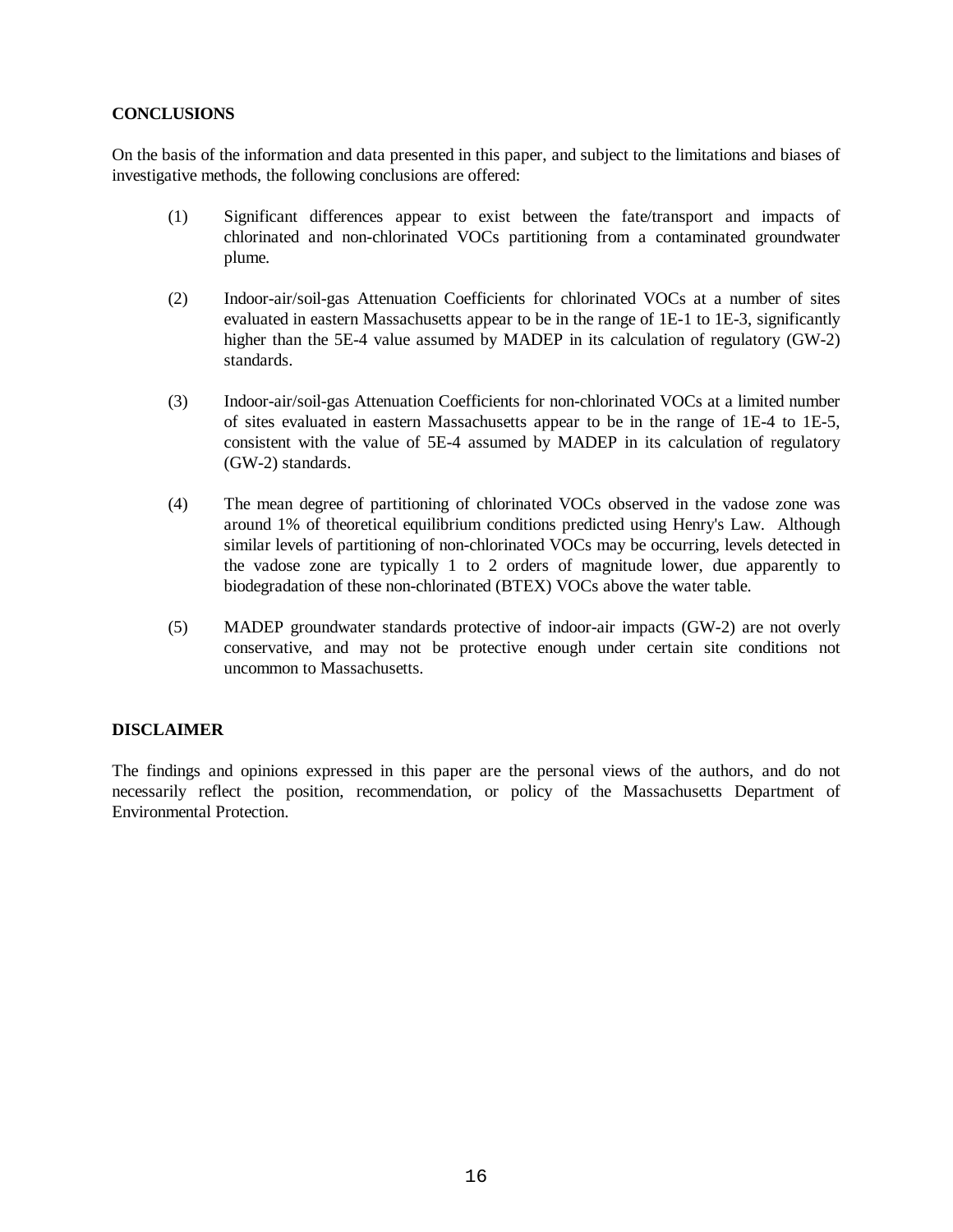## CONCLUSIONS

On the basis of the information and data presented in this paper, and subject to the limitations and biases of investigative methods, the following conclusions are offered:

(1) Significant differences appear to exist between the fate/transport and impacts of chlorinated and non-chlorinated VOCs partitioning from a contaminated groundwater plume.

(2) Indoor-air/soil-gas Attenuation Coefficients for chlorinated VOCs at a number of sites evaluated in eastern Massachusetts appear to be in the range of 1E-1 to 1E-3, significantly higher than the 5E-4 value assumed by MADEP in its calculation of regulatory (GW-2) standards.

(3) Indoor-air/soil-gas Attenuation Coefficients for non-chlorinated VOCs at a limited number of sites evaluated in eastern Massachusetts appear to be in the range of 1E-4 to 1E-5, consistent with the value of 5E-4 assumed by MADEP in its calculation of regulatory (GW-2) standards.

(4) The mean degree of partitioning of chlorinated VOCs observed in the vadose zone was around 1% of theoretical equilibrium conditions predicted using Henry's Law. Although similar levels of partitioning of non-chlorinated VOCs may be occurring, levels detected in the vadose zone are typically 1 to 2 orders of magnitude lower, due apparently to biodegradation of these non-chlorinated (BTEX) VOCs above the water table.

(5) MADEP groundwater standards protective of indoor-air impacts (GW-2) are not overly conservative, and may not be protective enough under certain site conditions not uncommon to Massachusetts.

## DISCLAIMER

The findings and opinions expressed in this paper are the personal views of the authors, and do not necessarily reflect the position, recommendation, or policy of the Massachusetts Department of Environmental Protection.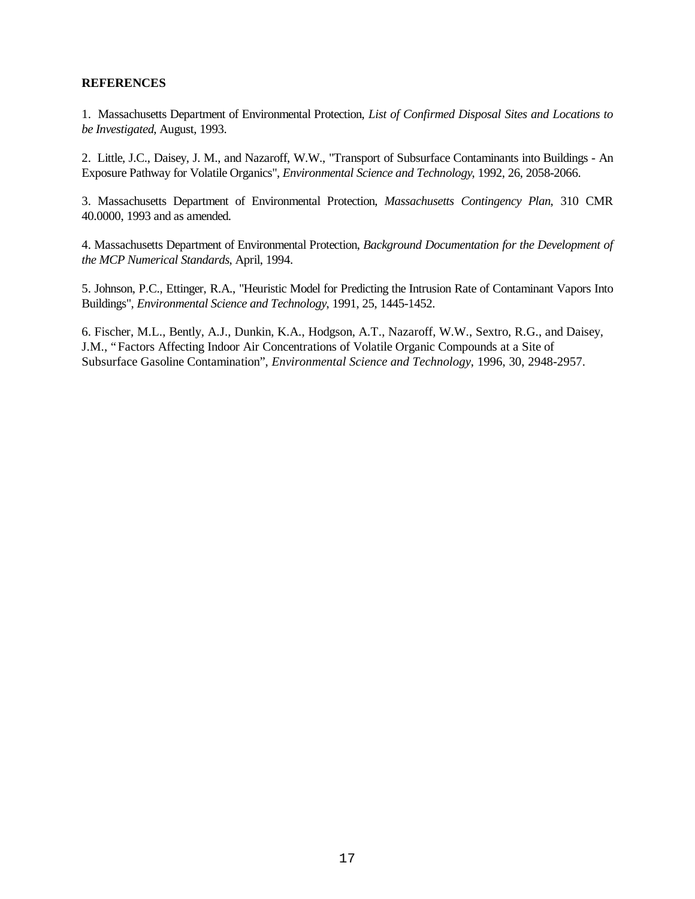**REFERENCES**

1. Massachusetts Department of Environmental Protection, *List of Confirmed Disposal Sites and Locations to be Investigated*, August, 1993.

2. Little, J.C., Daisey, J. M., and Nazaroff, W.W., "Transport of Subsurface Contaminants into Buildings - An Exposure Pathway for Volatile Organics", *Environmental Science and Technology,* 1992, 26, 2058-2066.

3. Massachusetts Department of Environmental Protection, *Massachusetts Contingency Plan*, 310 CMR 40.0000, 1993 and as amended.

4. Massachusetts Department of Environmental Protection, *Background Documentation for the Development of the MCP Numerical Standards*, April, 1994.

5. Johnson, P.C., Ettinger, R.A., "Heuristic Model for Predicting the Intrusion Rate of Contaminant Vapors Into Buildings", *Environmental Science and Technology*, 1991, 25, 1445-1452.

6. Fischer, M.L., Bently, A.J., Dunkin, K.A., Hodgson, A.T., Nazaroff, W.W., Sextro, R.G., and Daisey, J.M., "Factors Affecting Indoor Air Concentrations of Volatile Organic Compounds at a Site of Subsurface Gasoline Contamination", *Environmental Science and Technology*, 1996, 30, 2948-2957.